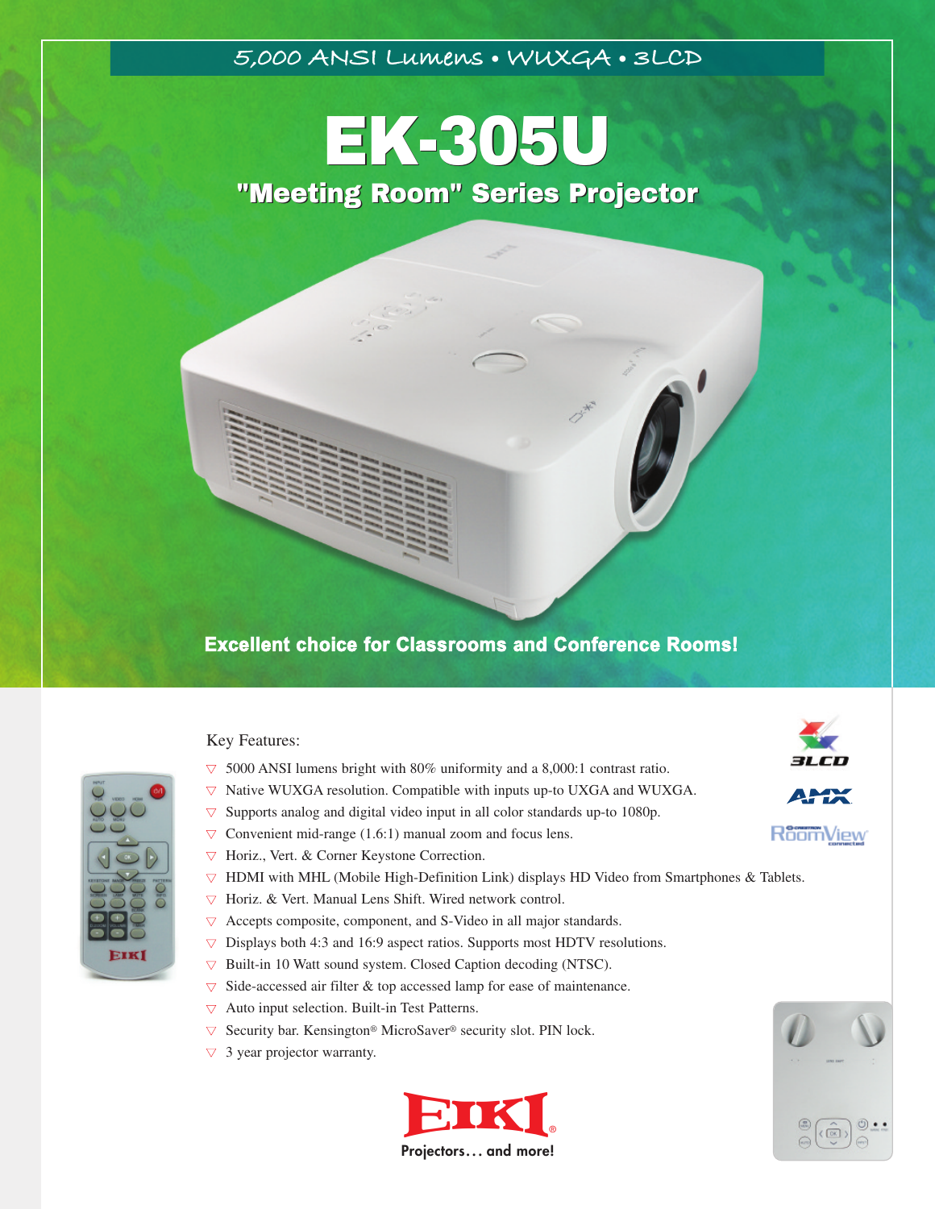5,000 ANSI Lumens • WUXGA • 3LCD

# EK-305U

## "Meeting Room" Series Projector

**Excellent choice for Classrooms and Conference Rooms!**

Key Features:

- 5000 ANSI lumens bright with 80% uniformity and a 8,000:1 contrast ratio.
- Native WUXGA resolution. Compatible with inputs up-to UXGA and WUXGA.
- Supports analog and digital video input in all color standards up-to 1080p.
- Convenient mid-range (1.6:1) manual zoom and focus lens.
- Horiz., Vert. & Corner Keystone Correction.
- HDMI with MHL (Mobile High-Definition Link) displays HD Video from Smartphones & Tablets.
- Horiz. & Vert. Manual Lens Shift. Wired network control.
- Accepts composite, component, and S-Video in all major standards.
- Displays both 4:3 and 16:9 aspect ratios. Supports most HDTV resolutions.
- Built-in 10 Watt sound system. Closed Caption decoding (NTSC).
- Side-accessed air filter & top accessed lamp for ease of maintenance.
- Auto input selection. Built-in Test Patterns.
- Security bar. Kensington® MicroSaver® security slot. PIN lock.
- 3 year projector warranty.

3LCD

AMX

RoomView connected

EIKI®

Projectors… and more!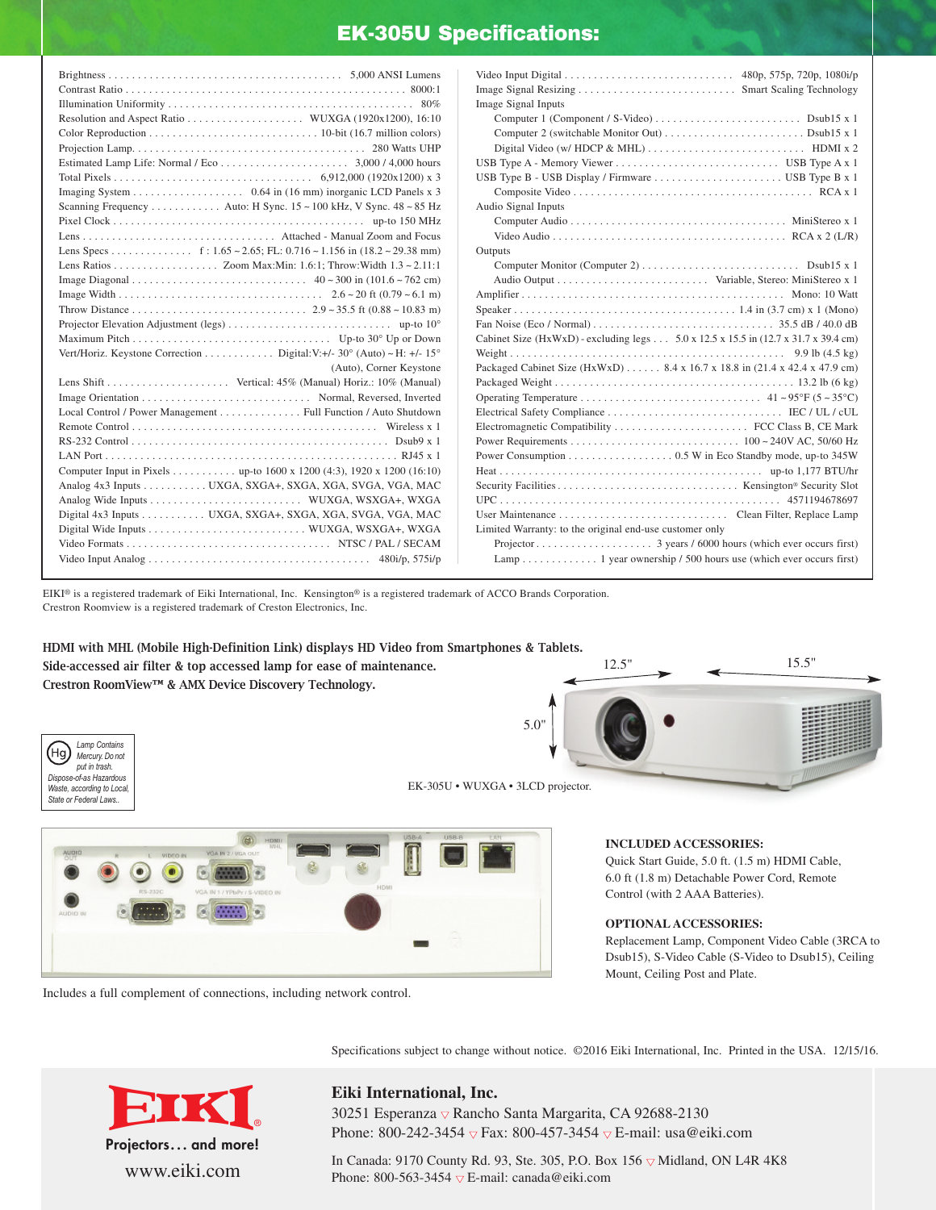# EK-305U Specifications:

| | |
|---|---|
| Brightness | 5,000 ANSI Lumens |
| Contrast Ratio | 8000:1 |
| Illumination Uniformity | 80% |
| Resolution and Aspect Ratio | WUXGA (1920x1200), 16:10 |
| Color Reproduction | 10-bit (16.7 million colors) |
| Projection Lamp | 280 Watts UHP |
| Estimated Lamp Life: Normal / Eco | 3,000 / 4,000 hours |
| Total Pixels | 6,912,000 (1920x1200) x 3 |
| Imaging System | 0.64 in (16 mm) inorganic LCD Panels x 3 |
| Scanning Frequency | Auto: H Sync. 15 ~ 100 kHz, V Sync. 48 ~ 85 Hz |
| Pixel Clock | up-to 150 MHz |
| Lens | Attached - Manual Zoom and Focus |
| Lens Specs | f : 1.65 ~ 2.65; FL: 0.716 ~ 1.156 in (18.2 ~ 29.38 mm) |
| Lens Ratios | Zoom Max:Min: 1.6:1; Throw:Width 1.3 ~ 2.11:1 |
| Image Diagonal | 40 ~ 300 in (101.6 ~ 762 cm) |
| Image Width | 2.6 ~ 20 ft (0.79 ~ 6.1 m) |
| Throw Distance | 2.9 ~ 35.5 ft (0.88 ~ 10.83 m) |
| Projector Elevation Adjustment (legs) | up-to 10° |
| Maximum Pitch | Up-to 30° Up or Down |
| Vert/Horiz. Keystone Correction | Digital:V:+/- 30° (Auto) ~ H: +/- 15° (Auto), Corner Keystone |
| Lens Shift | Vertical: 45% (Manual) Horiz.: 10% (Manual) |
| Image Orientation | Normal, Reversed, Inverted |
| Local Control / Power Management | Full Function / Auto Shutdown |
| Remote Control | Wireless x 1 |
| RS-232 Control | Dsub9 x 1 |
| LAN Port | RJ45 x 1 |
| Computer Input in Pixels | up-to 1600 x 1200 (4:3), 1920 x 1200 (16:10) |
| Analog 4x3 Inputs | UXGA, SXGA+, SXGA, XGA, SVGA, VGA, MAC |
| Analog Wide Inputs | WUXGA, WSXGA+, WXGA |
| Digital 4x3 Inputs | UXGA, SXGA+, SXGA, XGA, SVGA, VGA, MAC |
| Digital Wide Inputs | WUXGA, WSXGA+, WXGA |
| Video Formats | NTSC / PAL / SECAM |
| Video Input Analog | 480i/p, 575i/p |
| Video Input Digital | 480p, 575p, 720p, 1080i/p |
| Image Signal Resizing | Smart Scaling Technology |
| Image Signal Inputs | |
| Computer 1 (Component / S-Video) | Dsub15 x 1 |
| Computer 2 (switchable Monitor Out) | Dsub15 x 1 |
| Digital Video (w/ HDCP & MHL) | HDMI x 2 |
| USB Type A - Memory Viewer | USB Type A x 1 |
| USB Type B - USB Display / Firmware | USB Type B x 1 |
| Composite Video | RCA x 1 |
| Audio Signal Inputs | |
| Computer Audio | MiniStereo x 1 |
| Video Audio | RCA x 2 (L/R) |
| Outputs | |
| Computer Monitor (Computer 2) | Dsub15 x 1 |
| Audio Output | Variable, Stereo: MiniStereo x 1 |
| Amplifier | Mono: 10 Watt |
| Speaker | 1.4 in (3.7 cm) x 1 (Mono) |
| Fan Noise (Eco / Normal) | 35.5 dB / 40.0 dB |
| Cabinet Size (HxWxD) - excluding legs | 5.0 x 12.5 x 15.5 in (12.7 x 31.7 x 39.4 cm) |
| Weight | 9.9 lb (4.5 kg) |
| Packaged Cabinet Size (HxWxD) | 8.4 x 16.7 x 18.8 in (21.4 x 42.4 x 47.9 cm) |
| Packaged Weight | 13.2 lb (6 kg) |
| Operating Temperature | 41 ~ 95°F (5 ~ 35°C) |
| Electrical Safety Compliance | IEC / UL / cUL |
| Electromagnetic Compatibility | FCC Class B, CE Mark |
| Power Requirements | 100 ~ 240V AC, 50/60 Hz |
| Power Consumption | 0.5 W in Eco Standby mode, up-to 345W |
| Heat | up-to 1,177 BTU/hr |
| Security Facilities | Kensington® Security Slot |
| UPC | 4571194678697 |
| User Maintenance | Clean Filter, Replace Lamp |
| Limited Warranty: to the original end-use customer only | |
| Projector | 3 years / 6000 hours (which ever occurs first) |
| Lamp | 1 year ownership / 500 hours use (which ever occurs first) |

EIKI® is a registered trademark of Eiki International, Inc. Kensington® is a registered trademark of ACCO Brands Corporation.
Crestron Roomview is a registered trademark of Creston Electronics, Inc.

**HDMI with MHL (Mobile High-Definition Link) displays HD Video from Smartphones & Tablets.**
**Side-accessed air filter & top accessed lamp for ease of maintenance.**
**Crestron RoomView™ & AMX Device Discovery Technology.**

12.5"
15.5"
5.0"

EK-305U • WUXGA • 3LCD projector.

Hg Lamp Contains Mercury. Do not put in trash. Dispose-of-as Hazardous Waste, according to Local, State or Federal Laws..

Includes a full complement of connections, including network control.

**INCLUDED ACCESSORIES:**
Quick Start Guide, 5.0 ft. (1.5 m) HDMI Cable, 6.0 ft (1.8 m) Detachable Power Cord, Remote Control (with 2 AAA Batteries).

**OPTIONAL ACCESSORIES:**
Replacement Lamp, Component Video Cable (3RCA to Dsub15), S-Video Cable (S-Video to Dsub15), Ceiling Mount, Ceiling Post and Plate.

Specifications subject to change without notice. ©2016 Eiki International, Inc. Printed in the USA. 12/15/16.

EIKI® Projectors… and more!
www.eiki.com

**Eiki International, Inc.**
30251 Esperanza ▽ Rancho Santa Margarita, CA 92688-2130
Phone: 800-242-3454 ▽ Fax: 800-457-3454 ▽ E-mail: usa@eiki.com

In Canada: 9170 County Rd. 93, Ste. 305, P.O. Box 156 ▽ Midland, ON L4R 4K8
Phone: 800-563-3454 ▽ E-mail: canada@eiki.com